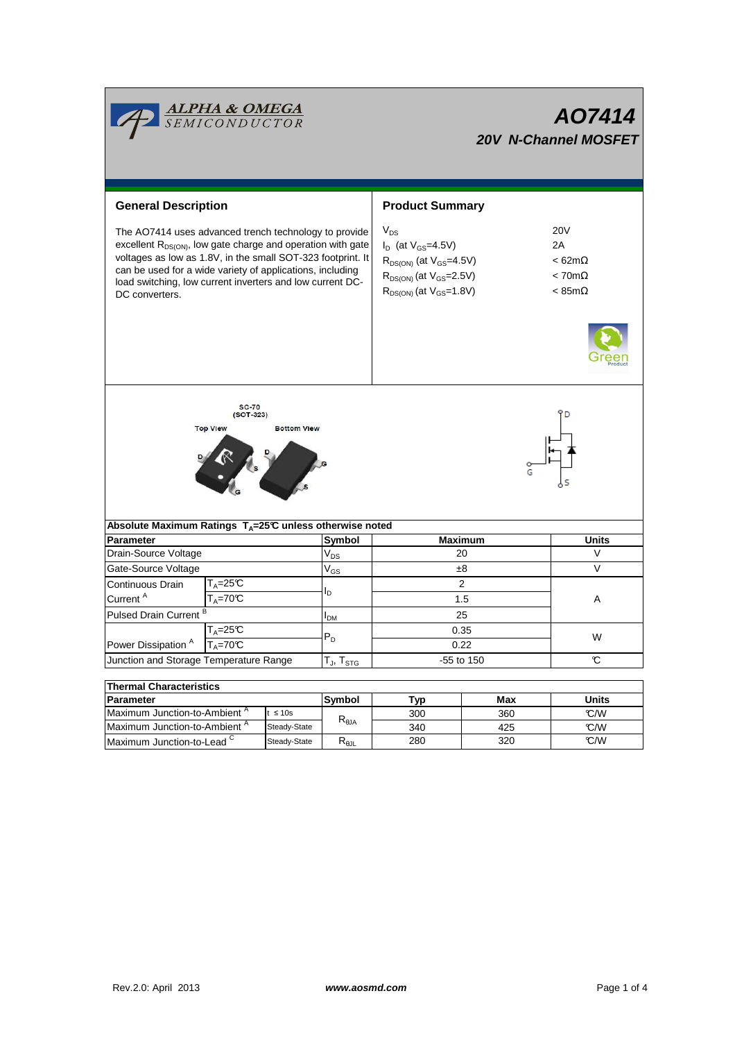# AO7414

## 20V N-Channel MOSFET

## General Description

The AO7414 uses advanced trench technology to provide excellent $R_{DS(ON)}$, low gate charge and operation with gate voltages as low as 1.8V, in the small SOT-323 footprint. It can be used for a wide variety of applications, including load switching, low current inverters and low current DC-DC converters.

## Product Summary

| | |
|---|---|
| $V_{DS}$ | 20V |
| $I_D$ (at $V_{GS}$=4.5V) | 2A |
| $R_{DS(ON)}$ (at $V_{GS}$=4.5V) | < 62mΩ |
| $R_{DS(ON)}$ (at $V_{GS}$=2.5V) | < 70mΩ |
| $R_{DS(ON)}$ (at $V_{GS}$=1.8V) | < 85mΩ |

SC-70 (SOT-323)

Top View    Bottom View

### Absolute Maximum Ratings $T_A$=25°C unless otherwise noted

| Parameter | | Symbol | Maximum | Units |
|---|---|---|---|---|
| Drain-Source Voltage | | $V_{DS}$ | 20 | V |
| Gate-Source Voltage | | $V_{GS}$ | ±8 | V |
| Continuous Drain Current [A] | $T_A$=25°C | $I_D$ | 2 | A |
| | $T_A$=70°C | | 1.5 | |
| Pulsed Drain Current [B] | | $I_{DM}$ | 25 | |
| Power Dissipation [A] | $T_A$=25°C | $P_D$ | 0.35 | W |
| | $T_A$=70°C | | 0.22 | |
| Junction and Storage Temperature Range | | $T_J$, $T_{STG}$ | -55 to 150 | °C |

### Thermal Characteristics

| Parameter | | Symbol | Typ | Max | Units |
|---|---|---|---|---|---|
| Maximum Junction-to-Ambient [A] | t ≤ 10s | $R_{\theta JA}$ | 300 | 360 | °C/W |
| Maximum Junction-to-Ambient [A] | Steady-State | | 340 | 425 | °C/W |
| Maximum Junction-to-Lead [C] | Steady-State | $R_{\theta JL}$ | 280 | 320 | °C/W |

Rev.2.0: April 2013    www.aosmd.com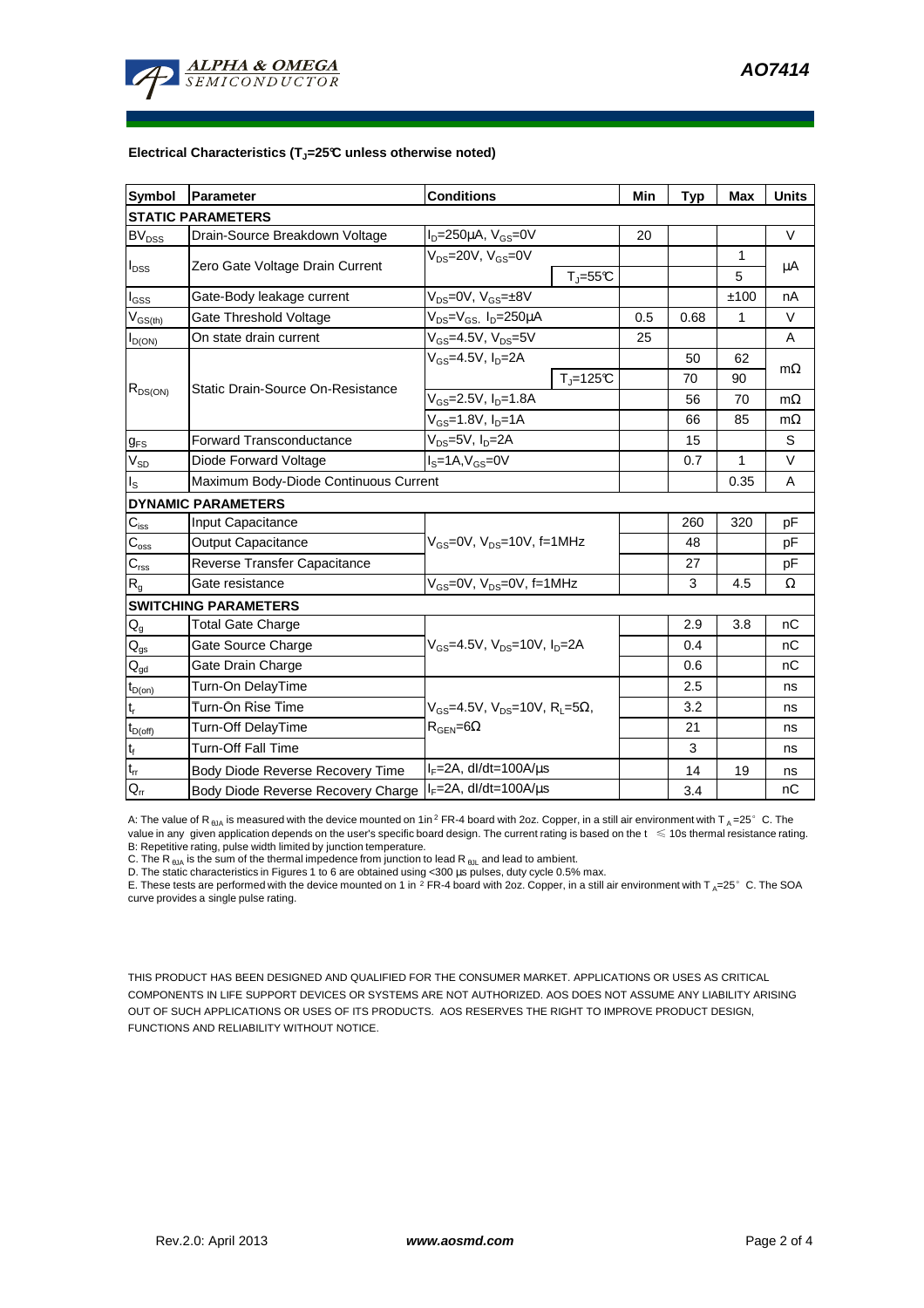**Electrical Characteristics ($T_J$=25°C unless otherwise noted)**

| Symbol | Parameter | Conditions | | Min | Typ | Max | Units |
|---|---|---|---|---|---|---|---|
| **STATIC PARAMETERS** | | | | | | | |
| $BV_{DSS}$ | Drain-Source Breakdown Voltage | $I_D$=250µA, $V_{GS}$=0V | | 20 | | | V |
| $I_{DSS}$ | Zero Gate Voltage Drain Current | $V_{DS}$=20V, $V_{GS}$=0V | | | | 1 | µA |
| | | | $T_J$=55°C | | | 5 | |
| $I_{GSS}$ | Gate-Body leakage current | $V_{DS}$=0V, $V_{GS}$=±8V | | | | ±100 | nA |
| $V_{GS(th)}$ | Gate Threshold Voltage | $V_{DS}$=$V_{GS}$, $I_D$=250µA | | 0.5 | 0.68 | 1 | V |
| $I_{D(ON)}$ | On state drain current | $V_{GS}$=4.5V, $V_{DS}$=5V | | 25 | | | A |
| $R_{DS(ON)}$ | Static Drain-Source On-Resistance | $V_{GS}$=4.5V, $I_D$=2A | | | 50 | 62 | mΩ |
| | | | $T_J$=125°C | | 70 | 90 | |
| | | $V_{GS}$=2.5V, $I_D$=1.8A | | | 56 | 70 | mΩ |
| | | $V_{GS}$=1.8V, $I_D$=1A | | | 66 | 85 | mΩ |
| $g_{FS}$ | Forward Transconductance | $V_{DS}$=5V, $I_D$=2A | | | 15 | | S |
| $V_{SD}$ | Diode Forward Voltage | $I_S$=1A, $V_{GS}$=0V | | | 0.7 | 1 | V |
| $I_S$ | Maximum Body-Diode Continuous Current | | | | | 0.35 | A |
| **DYNAMIC PARAMETERS** | | | | | | | |
| $C_{iss}$ | Input Capacitance | $V_{GS}$=0V, $V_{DS}$=10V, f=1MHz | | | 260 | 320 | pF |
| $C_{oss}$ | Output Capacitance | | | | 48 | | pF |
| $C_{rss}$ | Reverse Transfer Capacitance | | | | 27 | | pF |
| $R_g$ | Gate resistance | $V_{GS}$=0V, $V_{DS}$=0V, f=1MHz | | | 3 | 4.5 | Ω |
| **SWITCHING PARAMETERS** | | | | | | | |
| $Q_g$ | Total Gate Charge | $V_{GS}$=4.5V, $V_{DS}$=10V, $I_D$=2A | | | 2.9 | 3.8 | nC |
| $Q_{gs}$ | Gate Source Charge | | | | 0.4 | | nC |
| $Q_{gd}$ | Gate Drain Charge | | | | 0.6 | | nC |
| $t_{D(on)}$ | Turn-On DelayTime | $V_{GS}$=4.5V, $V_{DS}$=10V, $R_L$=5Ω, $R_{GEN}$=6Ω | | | 2.5 | | ns |
| $t_r$ | Turn-On Rise Time | | | | 3.2 | | ns |
| $t_{D(off)}$ | Turn-Off DelayTime | | | | 21 | | ns |
| $t_f$ | Turn-Off Fall Time | | | | 3 | | ns |
| $t_{rr}$ | Body Diode Reverse Recovery Time | $I_F$=2A, dI/dt=100A/µs | | | 14 | 19 | ns |
| $Q_{rr}$ | Body Diode Reverse Recovery Charge | $I_F$=2A, dI/dt=100A/µs | | | 3.4 | | nC |

A: The value of $R_{\theta JA}$ is measured with the device mounted on 1in² FR-4 board with 2oz. Copper, in a still air environment with $T_A$=25°C. The value in any given application depends on the user's specific board design. The current rating is based on the t ≤ 10s thermal resistance rating.
B: Repetitive rating, pulse width limited by junction temperature.
C. The $R_{\theta JA}$ is the sum of the thermal impedence from junction to lead $R_{\theta JL}$ and lead to ambient.
D. The static characteristics in Figures 1 to 6 are obtained using <300 µs pulses, duty cycle 0.5% max.
E. These tests are performed with the device mounted on 1 in² FR-4 board with 2oz. Copper, in a still air environment with $T_A$=25°C. The SOA curve provides a single pulse rating.

THIS PRODUCT HAS BEEN DESIGNED AND QUALIFIED FOR THE CONSUMER MARKET. APPLICATIONS OR USES AS CRITICAL COMPONENTS IN LIFE SUPPORT DEVICES OR SYSTEMS ARE NOT AUTHORIZED. AOS DOES NOT ASSUME ANY LIABILITY ARISING OUT OF SUCH APPLICATIONS OR USES OF ITS PRODUCTS. AOS RESERVES THE RIGHT TO IMPROVE PRODUCT DESIGN, FUNCTIONS AND RELIABILITY WITHOUT NOTICE.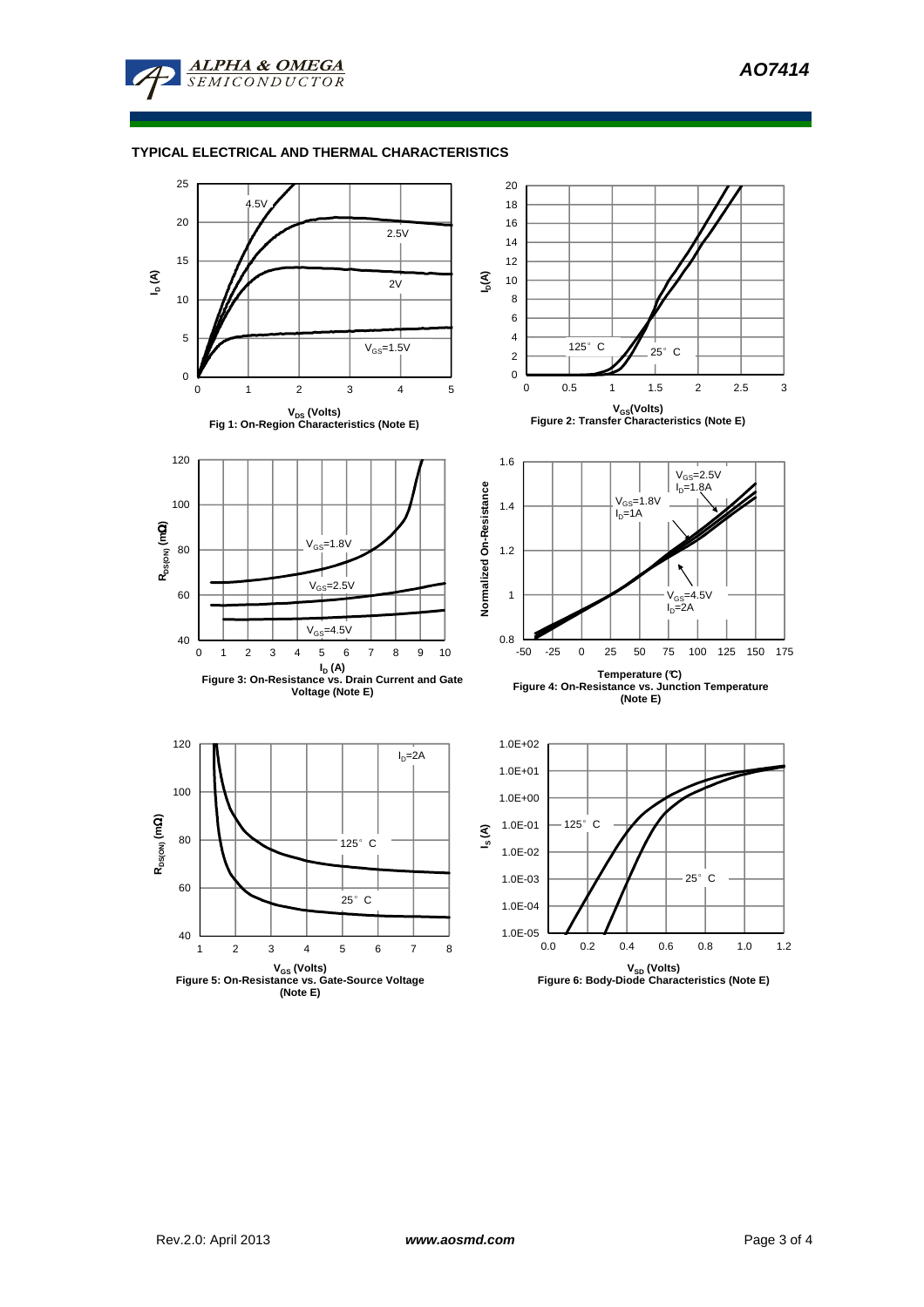## TYPICAL ELECTRICAL AND THERMAL CHARACTERISTICS

Fig 1: On-Region Characteristics (Note E)

Figure 2: Transfer Characteristics (Note E)

Figure 3: On-Resistance vs. Drain Current and Gate Voltage (Note E)

Figure 4: On-Resistance vs. Junction Temperature (Note E)

Figure 5: On-Resistance vs. Gate-Source Voltage (Note E)

Figure 6: Body-Diode Characteristics (Note E)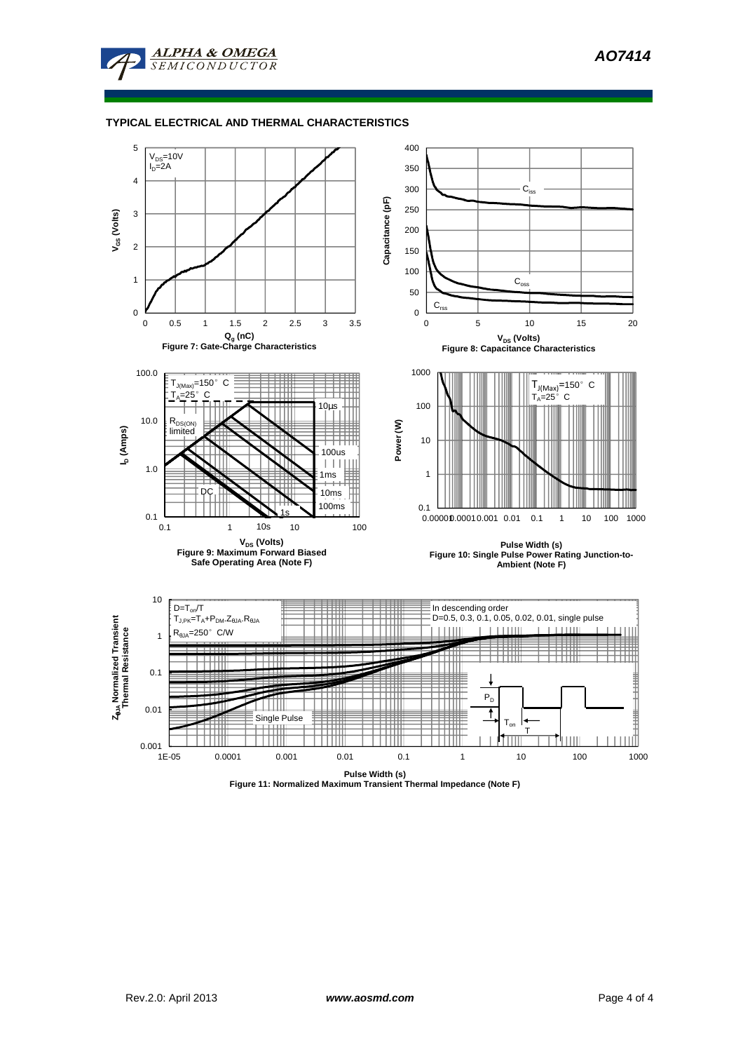## TYPICAL ELECTRICAL AND THERMAL CHARACTERISTICS

$V_{DS}$=10V
$I_D$=2A

$V_{GS}$ (Volts)

0 1 2 3 4 5

0 0.5 1 1.5 2 2.5 3 3.5

$Q_g$ (nC)

Figure 7: Gate-Charge Characteristics

Capacitance (pF)

0 50 100 150 200 250 300 350 400

$C_{iss}$

$C_{oss}$

$C_{rss}$

0 5 10 15 20

$V_{DS}$ (Volts)

Figure 8: Capacitance Characteristics

$T_{J(Max)}$=150° C
$T_A$=25° C

$R_{DS(ON)}$ limited

10µs
100us
1ms
10ms
100ms
1s
10s
DC

$I_D$ (Amps)

0.1 1.0 10.0 100.0

0.1 1 10 100

$V_{DS}$ (Volts)

Figure 9: Maximum Forward Biased Safe Operating Area (Note F)

$T_{J(Max)}$=150° C
$T_A$=25° C

Power (W)

0.1 1 10 100 1000

0.00001 0.0001 0.001 0.01 0.1 1 10 100 1000

Pulse Width (s)

Figure 10: Single Pulse Power Rating Junction-to-Ambient (Note F)

$D=T_{on}/T$
$T_{J,PK}=T_A+P_{DM}.Z_{\theta JA}.R_{\theta JA}$
$R_{\theta JA}$=250° C/W

In descending order
D=0.5, 0.3, 0.1, 0.05, 0.02, 0.01, single pulse

Single Pulse

$P_D$

$T_{on}$

T

$Z_{\theta JA}$ Normalized Transient Thermal Resistance

0.001 0.01 0.1 1 10

1E-05 0.0001 0.001 0.01 0.1 1 10 100 1000

Pulse Width (s)

Figure 11: Normalized Maximum Transient Thermal Impedance (Note F)